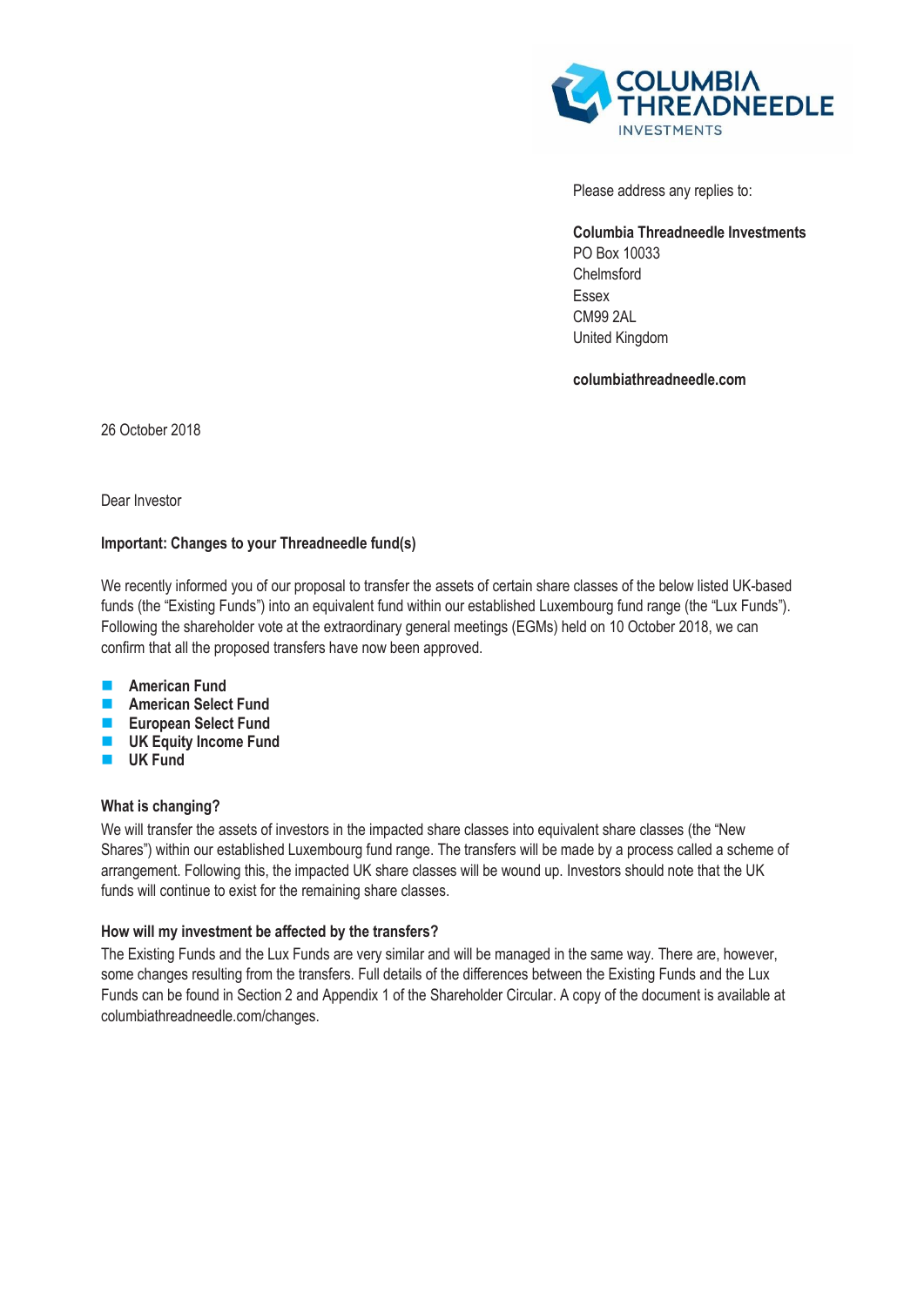COLUMBIA THREADNEEDLE INVESTMENTS

Please address any replies to:

**Columbia Threadneedle Investments**
PO Box 10033
Chelmsford
Essex
CM99 2AL
United Kingdom

**columbiathreadneedle.com**

26 October 2018

Dear Investor

**Important: Changes to your Threadneedle fund(s)**

We recently informed you of our proposal to transfer the assets of certain share classes of the below listed UK-based funds (the "Existing Funds") into an equivalent fund within our established Luxembourg fund range (the "Lux Funds"). Following the shareholder vote at the extraordinary general meetings (EGMs) held on 10 October 2018, we can confirm that all the proposed transfers have now been approved.

- **American Fund**
- **American Select Fund**
- **European Select Fund**
- **UK Equity Income Fund**
- **UK Fund**

**What is changing?**

We will transfer the assets of investors in the impacted share classes into equivalent share classes (the "New Shares") within our established Luxembourg fund range. The transfers will be made by a process called a scheme of arrangement. Following this, the impacted UK share classes will be wound up. Investors should note that the UK funds will continue to exist for the remaining share classes.

**How will my investment be affected by the transfers?**

The Existing Funds and the Lux Funds are very similar and will be managed in the same way. There are, however, some changes resulting from the transfers. Full details of the differences between the Existing Funds and the Lux Funds can be found in Section 2 and Appendix 1 of the Shareholder Circular. A copy of the document is available at columbiathreadneedle.com/changes.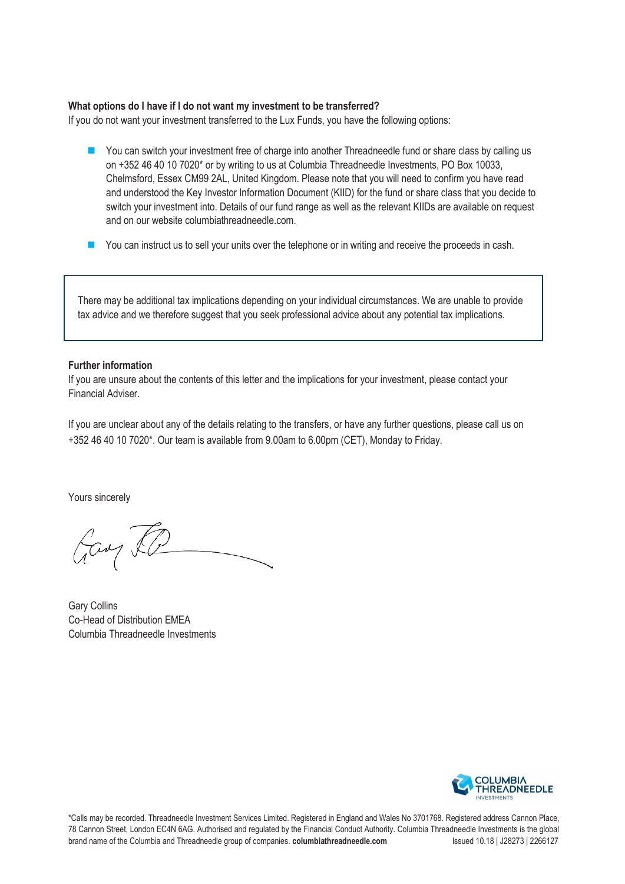**What options do I have if I do not want my investment to be transferred?**

If you do not want your investment transferred to the Lux Funds, you have the following options:

- You can switch your investment free of charge into another Threadneedle fund or share class by calling us on +352 46 40 10 7020* or by writing to us at Columbia Threadneedle Investments, PO Box 10033, Chelmsford, Essex CM99 2AL, United Kingdom. Please note that you will need to confirm you have read and understood the Key Investor Information Document (KIID) for the fund or share class that you decide to switch your investment into. Details of our fund range as well as the relevant KIIDs are available on request and on our website columbiathreadneedle.com.
- You can instruct us to sell your units over the telephone or in writing and receive the proceeds in cash.

> There may be additional tax implications depending on your individual circumstances. We are unable to provide tax advice and we therefore suggest that you seek professional advice about any potential tax implications.

**Further information**

If you are unsure about the contents of this letter and the implications for your investment, please contact your Financial Adviser.

If you are unclear about any of the details relating to the transfers, or have any further questions, please call us on +352 46 40 10 7020*. Our team is available from 9.00am to 6.00pm (CET), Monday to Friday.

Yours sincerely

Gary Collins
Co-Head of Distribution EMEA
Columbia Threadneedle Investments

*Calls may be recorded. Threadneedle Investment Services Limited. Registered in England and Wales No 3701768. Registered address Cannon Place, 78 Cannon Street, London EC4N 6AG. Authorised and regulated by the Financial Conduct Authority. Columbia Threadneedle Investments is the global brand name of the Columbia and Threadneedle group of companies. **columbiathreadneedle.com** Issued 10.18 | J28273 | 2266127